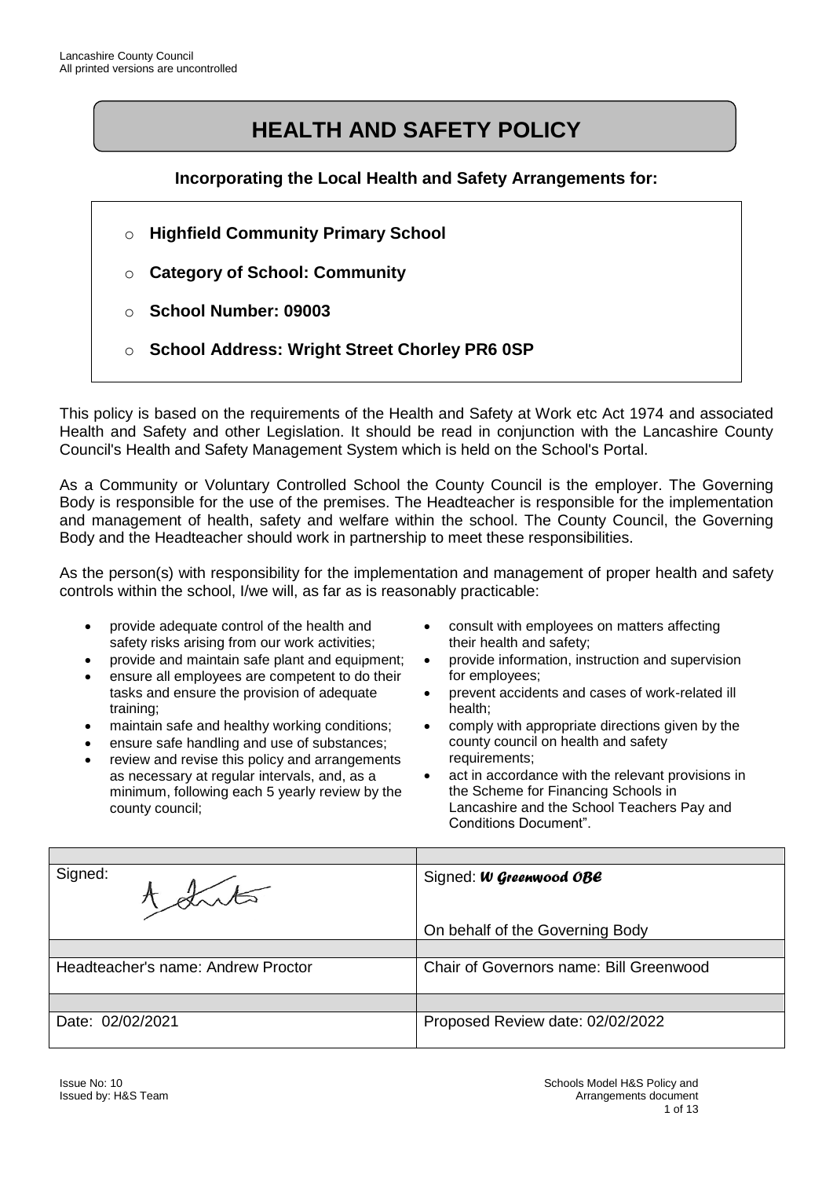# HEALTH AND SAFETY POLICY

### Incorporating the Local Health and Safety Arrangements for:

- **Highfield Community Primary School**
- **Category of School: Community**
- **School Number: 09003**
- **School Address: Wright Street Chorley PR6 0SP**

This policy is based on the requirements of the Health and Safety at Work etc Act 1974 and associated Health and Safety and other Legislation. It should be read in conjunction with the Lancashire County Council's Health and Safety Management System which is held on the School's Portal.

As a Community or Voluntary Controlled School the County Council is the employer. The Governing Body is responsible for the use of the premises. The Headteacher is responsible for the implementation and management of health, safety and welfare within the school. The County Council, the Governing Body and the Headteacher should work in partnership to meet these responsibilities.

As the person(s) with responsibility for the implementation and management of proper health and safety controls within the school, I/we will, as far as is reasonably practicable:

- provide adequate control of the health and safety risks arising from our work activities;
- provide and maintain safe plant and equipment;
- ensure all employees are competent to do their tasks and ensure the provision of adequate training;
- maintain safe and healthy working conditions;
- ensure safe handling and use of substances;
- review and revise this policy and arrangements as necessary at regular intervals, and, as a minimum, following each 5 yearly review by the county council;
- consult with employees on matters affecting their health and safety;
- provide information, instruction and supervision for employees;
- prevent accidents and cases of work-related ill health;
- comply with appropriate directions given by the county council on health and safety requirements;
- act in accordance with the relevant provisions in the Scheme for Financing Schools in Lancashire and the School Teachers Pay and Conditions Document".

| | |
|---|---|
| Signed: A Proctor | Signed: *W Greenwood OBE*<br><br>On behalf of the Governing Body |
| | |
| Headteacher's name: Andrew Proctor | Chair of Governors name: Bill Greenwood |
| | |
| Date: 02/02/2021 | Proposed Review date: 02/02/2022 |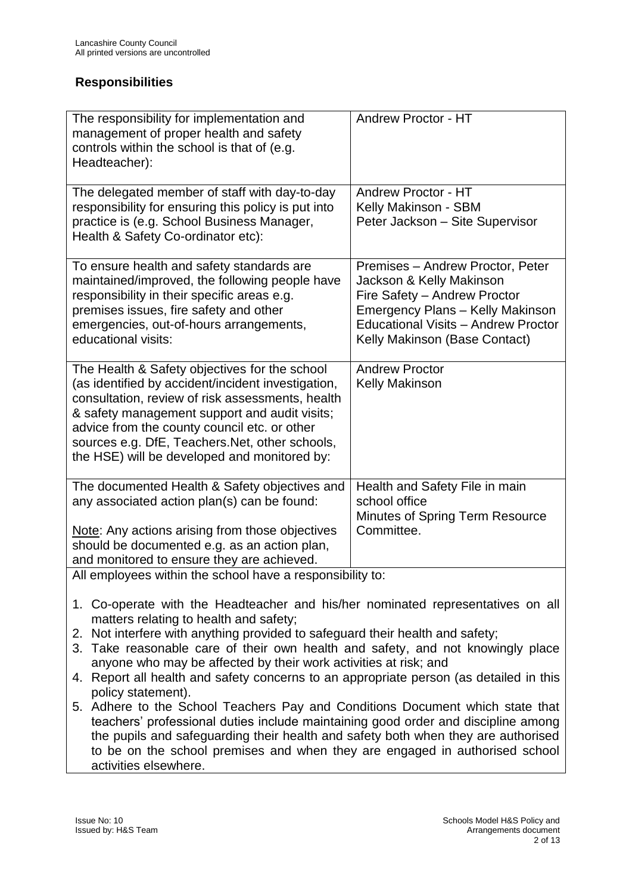## Responsibilities

| | |
|---|---|
| The responsibility for implementation and management of proper health and safety controls within the school is that of (e.g. Headteacher): | Andrew Proctor - HT |
| The delegated member of staff with day-to-day responsibility for ensuring this policy is put into practice is (e.g. School Business Manager, Health & Safety Co-ordinator etc): | Andrew Proctor - HT<br>Kelly Makinson - SBM<br>Peter Jackson – Site Supervisor |
| To ensure health and safety standards are maintained/improved, the following people have responsibility in their specific areas e.g. premises issues, fire safety and other emergencies, out-of-hours arrangements, educational visits: | Premises – Andrew Proctor, Peter Jackson & Kelly Makinson<br>Fire Safety – Andrew Proctor<br>Emergency Plans – Kelly Makinson<br>Educational Visits – Andrew Proctor<br>Kelly Makinson (Base Contact) |
| The Health & Safety objectives for the school (as identified by accident/incident investigation, consultation, review of risk assessments, health & safety management support and audit visits; advice from the county council etc. or other sources e.g. DfE, Teachers.Net, other schools, the HSE) will be developed and monitored by: | Andrew Proctor<br>Kelly Makinson |
| The documented Health & Safety objectives and any associated action plan(s) can be found:<br><br>Note: Any actions arising from those objectives should be documented e.g. as an action plan, and monitored to ensure they are achieved. | Health and Safety File in main school office<br>Minutes of Spring Term Resource Committee. |

All employees within the school have a responsibility to:

1. Co-operate with the Headteacher and his/her nominated representatives on all matters relating to health and safety;
2. Not interfere with anything provided to safeguard their health and safety;
3. Take reasonable care of their own health and safety, and not knowingly place anyone who may be affected by their work activities at risk; and
4. Report all health and safety concerns to an appropriate person (as detailed in this policy statement).
5. Adhere to the School Teachers Pay and Conditions Document which state that teachers' professional duties include maintaining good order and discipline among the pupils and safeguarding their health and safety both when they are authorised to be on the school premises and when they are engaged in authorised school activities elsewhere.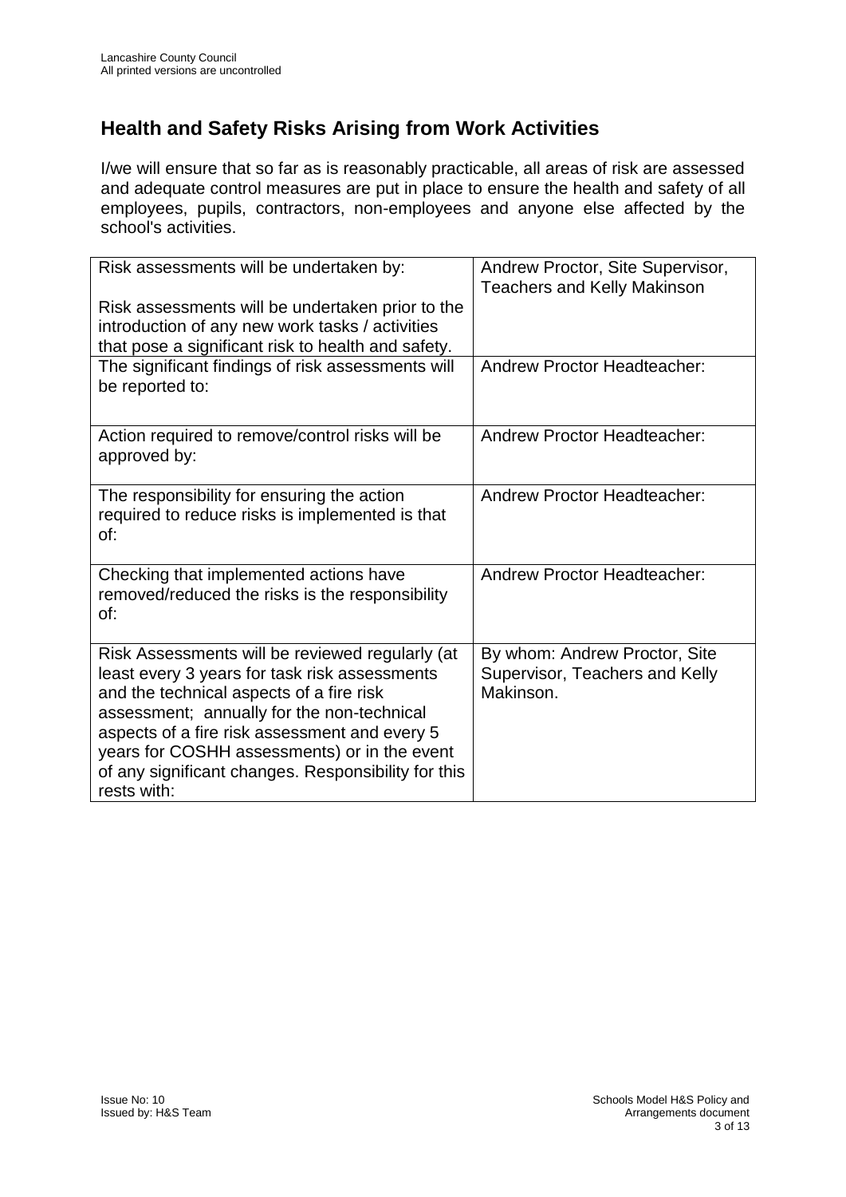## Health and Safety Risks Arising from Work Activities

I/we will ensure that so far as is reasonably practicable, all areas of risk are assessed and adequate control measures are put in place to ensure the health and safety of all employees, pupils, contractors, non-employees and anyone else affected by the school's activities.

| | |
|---|---|
| Risk assessments will be undertaken by:<br><br>Risk assessments will be undertaken prior to the introduction of any new work tasks / activities that pose a significant risk to health and safety. | Andrew Proctor, Site Supervisor, Teachers and Kelly Makinson |
| The significant findings of risk assessments will be reported to: | Andrew Proctor Headteacher: |
| Action required to remove/control risks will be approved by: | Andrew Proctor Headteacher: |
| The responsibility for ensuring the action required to reduce risks is implemented is that of: | Andrew Proctor Headteacher: |
| Checking that implemented actions have removed/reduced the risks is the responsibility of: | Andrew Proctor Headteacher: |
| Risk Assessments will be reviewed regularly (at least every 3 years for task risk assessments and the technical aspects of a fire risk assessment; annually for the non-technical aspects of a fire risk assessment and every 5 years for COSHH assessments) or in the event of any significant changes. Responsibility for this rests with: | By whom: Andrew Proctor, Site Supervisor, Teachers and Kelly Makinson. |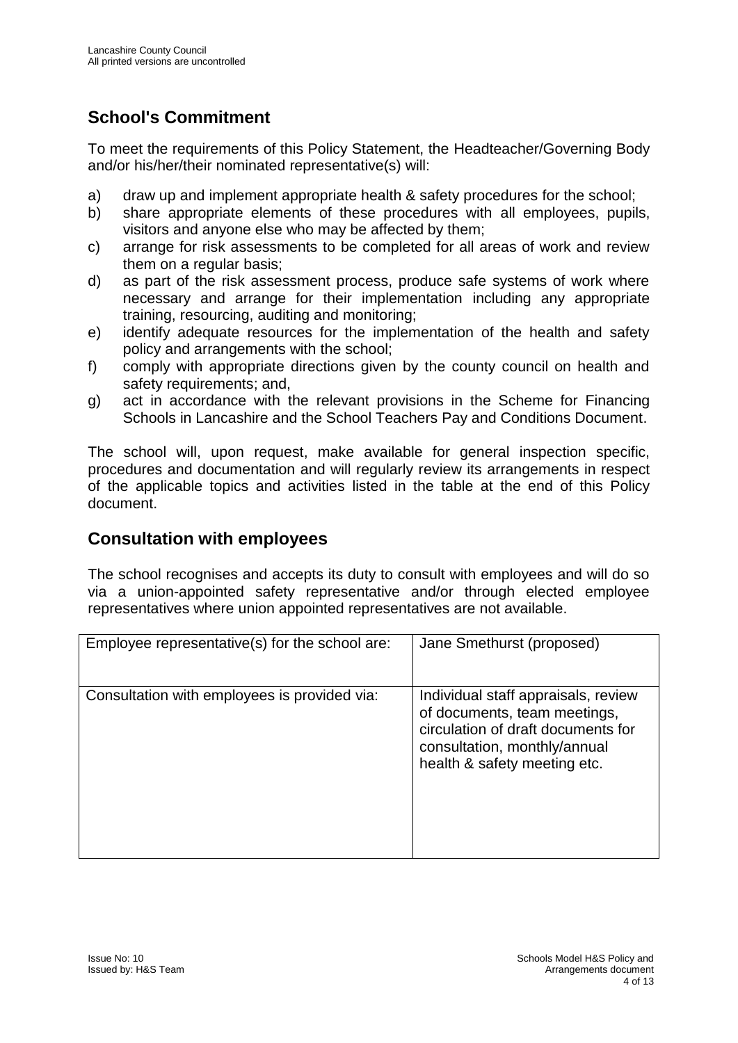## School's Commitment

To meet the requirements of this Policy Statement, the Headteacher/Governing Body and/or his/her/their nominated representative(s) will:

a) draw up and implement appropriate health & safety procedures for the school;
b) share appropriate elements of these procedures with all employees, pupils, visitors and anyone else who may be affected by them;
c) arrange for risk assessments to be completed for all areas of work and review them on a regular basis;
d) as part of the risk assessment process, produce safe systems of work where necessary and arrange for their implementation including any appropriate training, resourcing, auditing and monitoring;
e) identify adequate resources for the implementation of the health and safety policy and arrangements with the school;
f) comply with appropriate directions given by the county council on health and safety requirements; and,
g) act in accordance with the relevant provisions in the Scheme for Financing Schools in Lancashire and the School Teachers Pay and Conditions Document.

The school will, upon request, make available for general inspection specific, procedures and documentation and will regularly review its arrangements in respect of the applicable topics and activities listed in the table at the end of this Policy document.

## Consultation with employees

The school recognises and accepts its duty to consult with employees and will do so via a union-appointed safety representative and/or through elected employee representatives where union appointed representatives are not available.

| | |
|---|---|
| Employee representative(s) for the school are: | Jane Smethurst (proposed) |
| Consultation with employees is provided via: | Individual staff appraisals, review of documents, team meetings, circulation of draft documents for consultation, monthly/annual health & safety meeting etc. |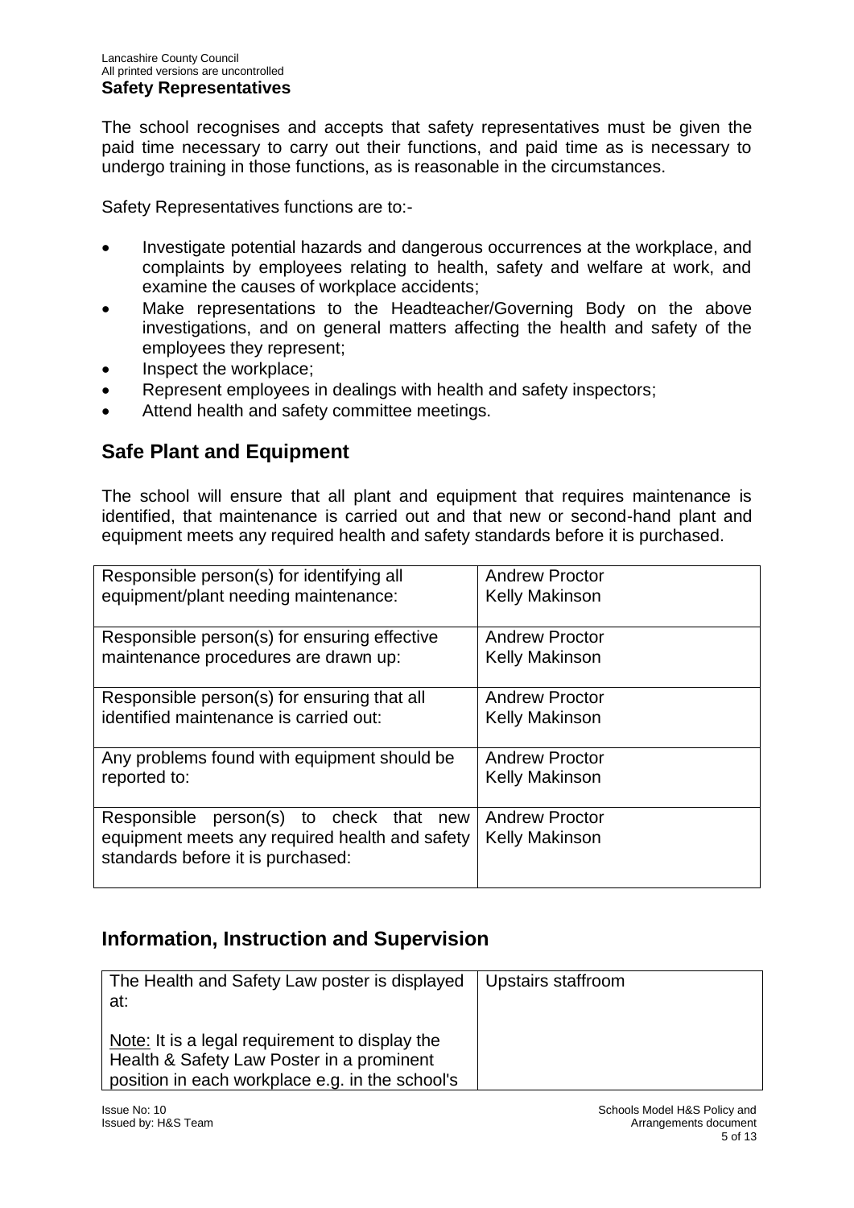**Safety Representatives**

The school recognises and accepts that safety representatives must be given the paid time necessary to carry out their functions, and paid time as is necessary to undergo training in those functions, as is reasonable in the circumstances.

Safety Representatives functions are to:-

- Investigate potential hazards and dangerous occurrences at the workplace, and complaints by employees relating to health, safety and welfare at work, and examine the causes of workplace accidents;
- Make representations to the Headteacher/Governing Body on the above investigations, and on general matters affecting the health and safety of the employees they represent;
- Inspect the workplace;
- Represent employees in dealings with health and safety inspectors;
- Attend health and safety committee meetings.

## Safe Plant and Equipment

The school will ensure that all plant and equipment that requires maintenance is identified, that maintenance is carried out and that new or second-hand plant and equipment meets any required health and safety standards before it is purchased.

| | |
|---|---|
| Responsible person(s) for identifying all equipment/plant needing maintenance: | Andrew Proctor<br>Kelly Makinson |
| Responsible person(s) for ensuring effective maintenance procedures are drawn up: | Andrew Proctor<br>Kelly Makinson |
| Responsible person(s) for ensuring that all identified maintenance is carried out: | Andrew Proctor<br>Kelly Makinson |
| Any problems found with equipment should be reported to: | Andrew Proctor<br>Kelly Makinson |
| Responsible person(s) to check that new equipment meets any required health and safety standards before it is purchased: | Andrew Proctor<br>Kelly Makinson |

## Information, Instruction and Supervision

| | |
|---|---|
| The Health and Safety Law poster is displayed at:<br><br>Note: It is a legal requirement to display the Health & Safety Law Poster in a prominent position in each workplace e.g. in the school's | Upstairs staffroom |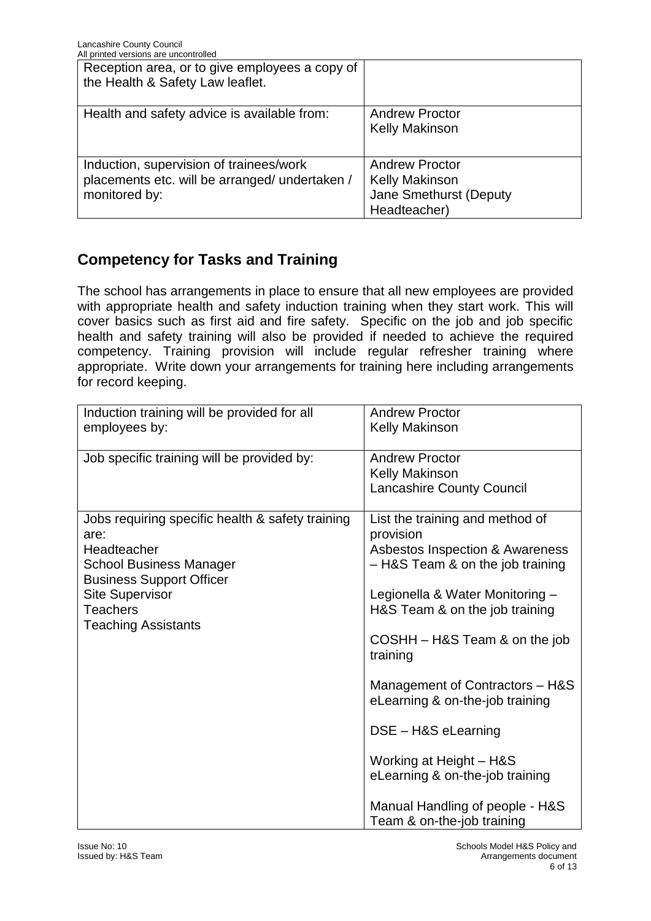| | |
|---|---|
| Reception area, or to give employees a copy of the Health & Safety Law leaflet. | |
| Health and safety advice is available from: | Andrew Proctor<br>Kelly Makinson |
| Induction, supervision of trainees/work placements etc. will be arranged/ undertaken / monitored by: | Andrew Proctor<br>Kelly Makinson<br>Jane Smethurst (Deputy Headteacher) |

## Competency for Tasks and Training

The school has arrangements in place to ensure that all new employees are provided with appropriate health and safety induction training when they start work. This will cover basics such as first aid and fire safety. Specific on the job and job specific health and safety training will also be provided if needed to achieve the required competency. Training provision will include regular refresher training where appropriate. Write down your arrangements for training here including arrangements for record keeping.

| | |
|---|---|
| Induction training will be provided for all employees by: | Andrew Proctor<br>Kelly Makinson |
| Job specific training will be provided by: | Andrew Proctor<br>Kelly Makinson<br>Lancashire County Council |
| Jobs requiring specific health & safety training are:<br>Headteacher<br>School Business Manager<br>Business Support Officer<br>Site Supervisor<br>Teachers<br>Teaching Assistants | List the training and method of provision<br>Asbestos Inspection & Awareness – H&S Team & on the job training<br><br>Legionella & Water Monitoring – H&S Team & on the job training<br><br>COSHH – H&S Team & on the job training<br><br>Management of Contractors – H&S eLearning & on-the-job training<br><br>DSE – H&S eLearning<br><br>Working at Height – H&S eLearning & on-the-job training<br><br>Manual Handling of people - H&S Team & on-the-job training |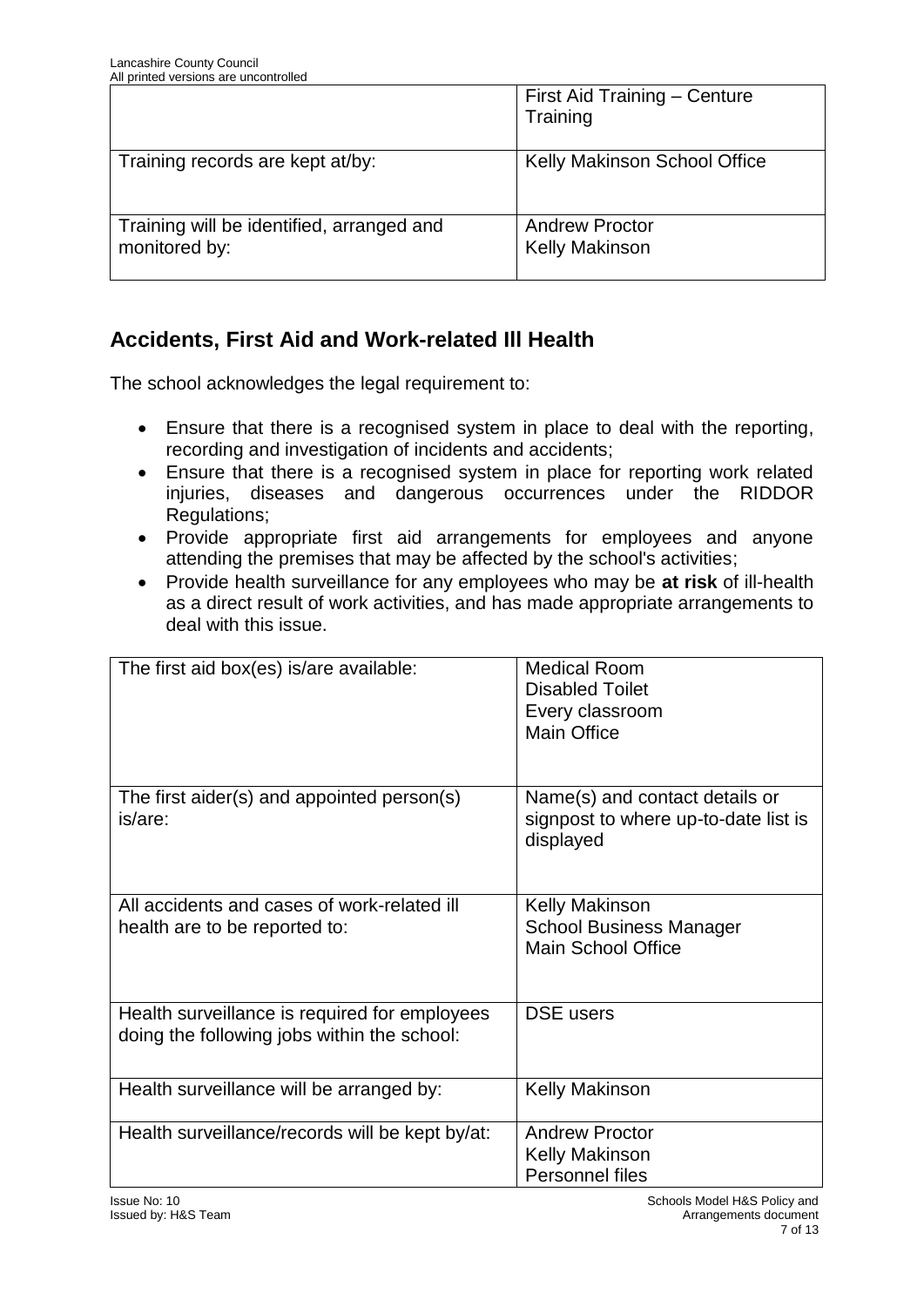| | |
|---|---|
| | First Aid Training – Centure Training |
| Training records are kept at/by: | Kelly Makinson School Office |
| Training will be identified, arranged and monitored by: | Andrew Proctor<br>Kelly Makinson |

## Accidents, First Aid and Work-related Ill Health

The school acknowledges the legal requirement to:

- Ensure that there is a recognised system in place to deal with the reporting, recording and investigation of incidents and accidents;
- Ensure that there is a recognised system in place for reporting work related injuries, diseases and dangerous occurrences under the RIDDOR Regulations;
- Provide appropriate first aid arrangements for employees and anyone attending the premises that may be affected by the school's activities;
- Provide health surveillance for any employees who may be **at risk** of ill-health as a direct result of work activities, and has made appropriate arrangements to deal with this issue.

| | |
|---|---|
| The first aid box(es) is/are available: | Medical Room<br>Disabled Toilet<br>Every classroom<br>Main Office |
| The first aider(s) and appointed person(s) is/are: | Name(s) and contact details or signpost to where up-to-date list is displayed |
| All accidents and cases of work-related ill health are to be reported to: | Kelly Makinson<br>School Business Manager<br>Main School Office |
| Health surveillance is required for employees doing the following jobs within the school: | DSE users |
| Health surveillance will be arranged by: | Kelly Makinson |
| Health surveillance/records will be kept by/at: | Andrew Proctor<br>Kelly Makinson<br>Personnel files |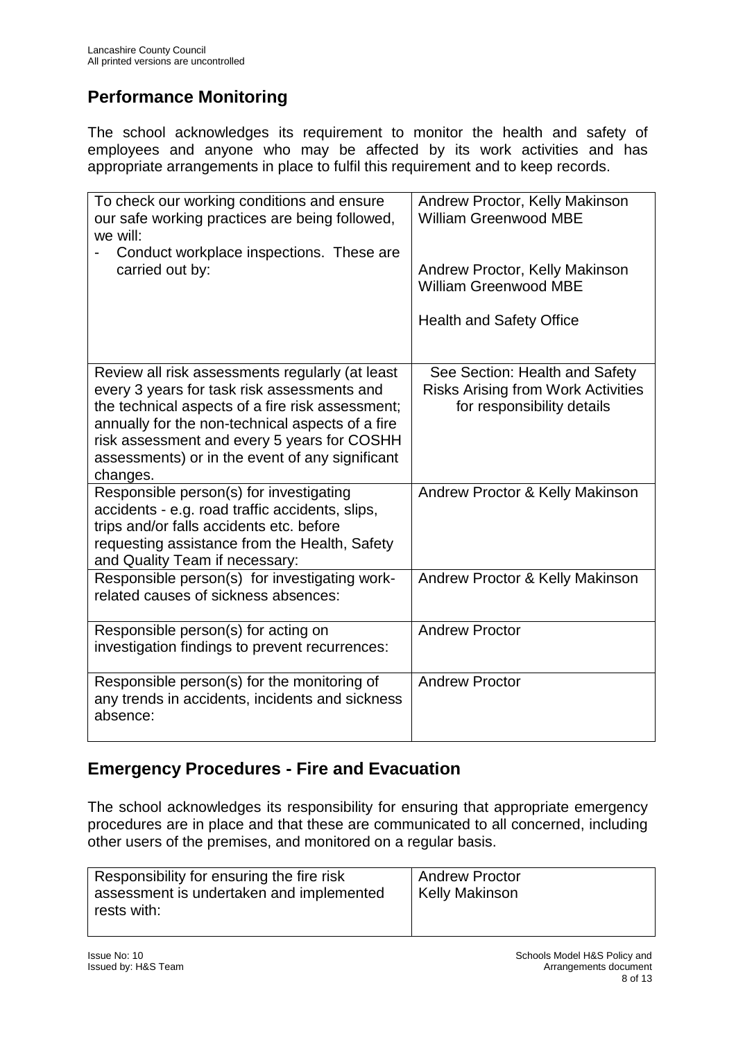## Performance Monitoring

The school acknowledges its requirement to monitor the health and safety of employees and anyone who may be affected by its work activities and has appropriate arrangements in place to fulfil this requirement and to keep records.

| | |
|---|---|
| To check our working conditions and ensure our safe working practices are being followed, we will:<br>- Conduct workplace inspections. These are carried out by: | Andrew Proctor, Kelly Makinson<br>William Greenwood MBE<br><br>Andrew Proctor, Kelly Makinson<br>William Greenwood MBE<br><br>Health and Safety Office |
| Review all risk assessments regularly (at least every 3 years for task risk assessments and the technical aspects of a fire risk assessment; annually for the non-technical aspects of a fire risk assessment and every 5 years for COSHH assessments) or in the event of any significant changes. | See Section: Health and Safety Risks Arising from Work Activities for responsibility details |
| Responsible person(s) for investigating accidents - e.g. road traffic accidents, slips, trips and/or falls accidents etc. before requesting assistance from the Health, Safety and Quality Team if necessary: | Andrew Proctor & Kelly Makinson |
| Responsible person(s) for investigating work-related causes of sickness absences: | Andrew Proctor & Kelly Makinson |
| Responsible person(s) for acting on investigation findings to prevent recurrences: | Andrew Proctor |
| Responsible person(s) for the monitoring of any trends in accidents, incidents and sickness absence: | Andrew Proctor |

## Emergency Procedures - Fire and Evacuation

The school acknowledges its responsibility for ensuring that appropriate emergency procedures are in place and that these are communicated to all concerned, including other users of the premises, and monitored on a regular basis.

| | |
|---|---|
| Responsibility for ensuring the fire risk assessment is undertaken and implemented rests with: | Andrew Proctor<br>Kelly Makinson |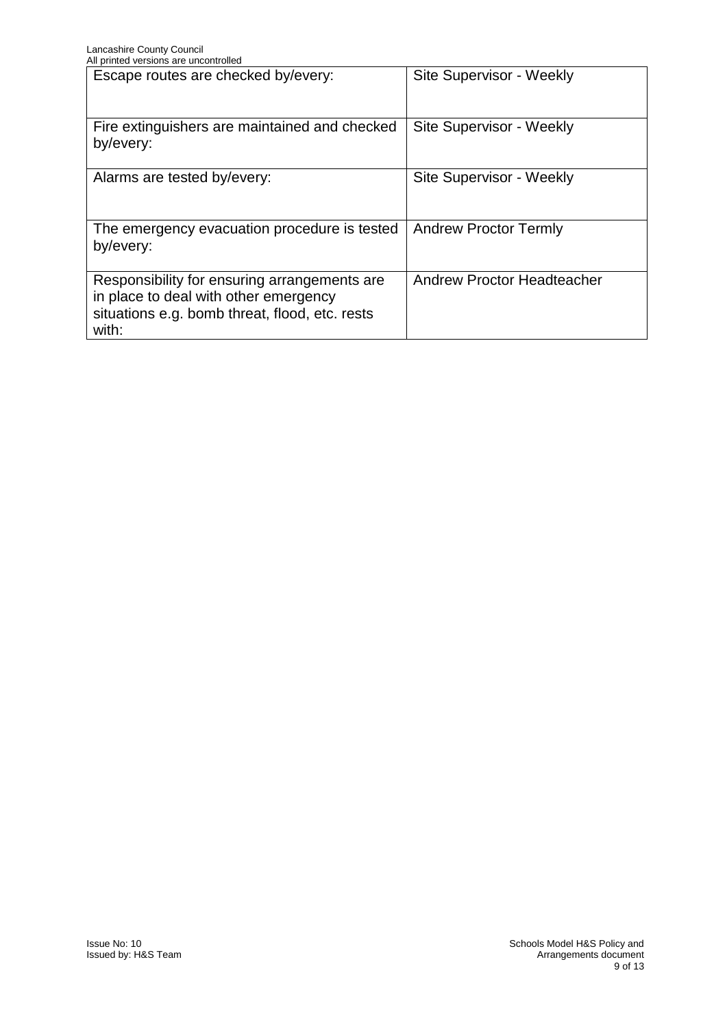| | |
|---|---|
| Escape routes are checked by/every: | Site Supervisor - Weekly |
| Fire extinguishers are maintained and checked by/every: | Site Supervisor - Weekly |
| Alarms are tested by/every: | Site Supervisor - Weekly |
| The emergency evacuation procedure is tested by/every: | Andrew Proctor Termly |
| Responsibility for ensuring arrangements are in place to deal with other emergency situations e.g. bomb threat, flood, etc. rests with: | Andrew Proctor Headteacher |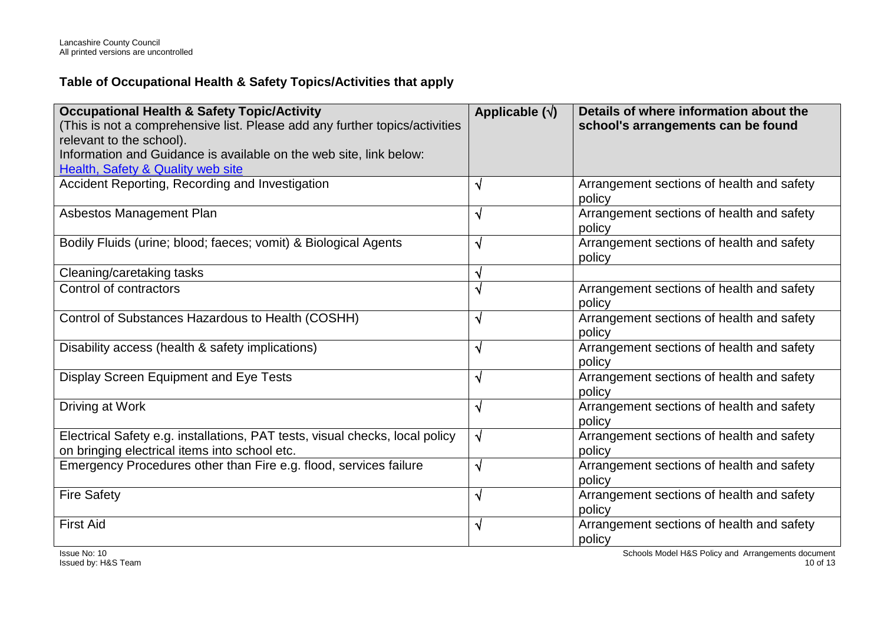## Table of Occupational Health & Safety Topics/Activities that apply

| **Occupational Health & Safety Topic/Activity** (This is not a comprehensive list. Please add any further topics/activities relevant to the school). Information and Guidance is available on the web site, link below: [Health, Safety & Quality web site]() | **Applicable (√)** | **Details of where information about the school's arrangements can be found** |
|---|---|---|
| Accident Reporting, Recording and Investigation | √ | Arrangement sections of health and safety policy |
| Asbestos Management Plan | √ | Arrangement sections of health and safety policy |
| Bodily Fluids (urine; blood; faeces; vomit) & Biological Agents | √ | Arrangement sections of health and safety policy |
| Cleaning/caretaking tasks | √ | |
| Control of contractors | √ | Arrangement sections of health and safety policy |
| Control of Substances Hazardous to Health (COSHH) | √ | Arrangement sections of health and safety policy |
| Disability access (health & safety implications) | √ | Arrangement sections of health and safety policy |
| Display Screen Equipment and Eye Tests | √ | Arrangement sections of health and safety policy |
| Driving at Work | √ | Arrangement sections of health and safety policy |
| Electrical Safety e.g. installations, PAT tests, visual checks, local policy on bringing electrical items into school etc. | √ | Arrangement sections of health and safety policy |
| Emergency Procedures other than Fire e.g. flood, services failure | √ | Arrangement sections of health and safety policy |
| Fire Safety | √ | Arrangement sections of health and safety policy |
| First Aid | √ | Arrangement sections of health and safety policy |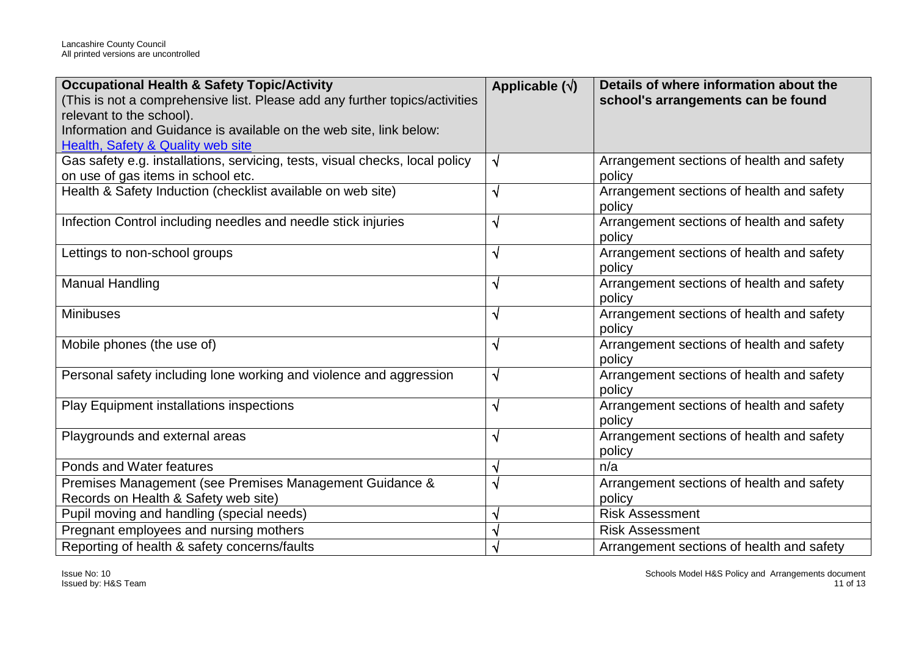| Occupational Health & Safety Topic/Activity (This is not a comprehensive list. Please add any further topics/activities relevant to the school). Information and Guidance is available on the web site, link below: [Health, Safety & Quality web site]() | Applicable (√) | Details of where information about the school's arrangements can be found |
|---|---|---|
| Gas safety e.g. installations, servicing, tests, visual checks, local policy on use of gas items in school etc. | √ | Arrangement sections of health and safety policy |
| Health & Safety Induction (checklist available on web site) | √ | Arrangement sections of health and safety policy |
| Infection Control including needles and needle stick injuries | √ | Arrangement sections of health and safety policy |
| Lettings to non-school groups | √ | Arrangement sections of health and safety policy |
| Manual Handling | √ | Arrangement sections of health and safety policy |
| Minibuses | √ | Arrangement sections of health and safety policy |
| Mobile phones (the use of) | √ | Arrangement sections of health and safety policy |
| Personal safety including lone working and violence and aggression | √ | Arrangement sections of health and safety policy |
| Play Equipment installations inspections | √ | Arrangement sections of health and safety policy |
| Playgrounds and external areas | √ | Arrangement sections of health and safety policy |
| Ponds and Water features | √ | n/a |
| Premises Management (see Premises Management Guidance & Records on Health & Safety web site) | √ | Arrangement sections of health and safety policy |
| Pupil moving and handling (special needs) | √ | Risk Assessment |
| Pregnant employees and nursing mothers | √ | Risk Assessment |
| Reporting of health & safety concerns/faults | √ | Arrangement sections of health and safety |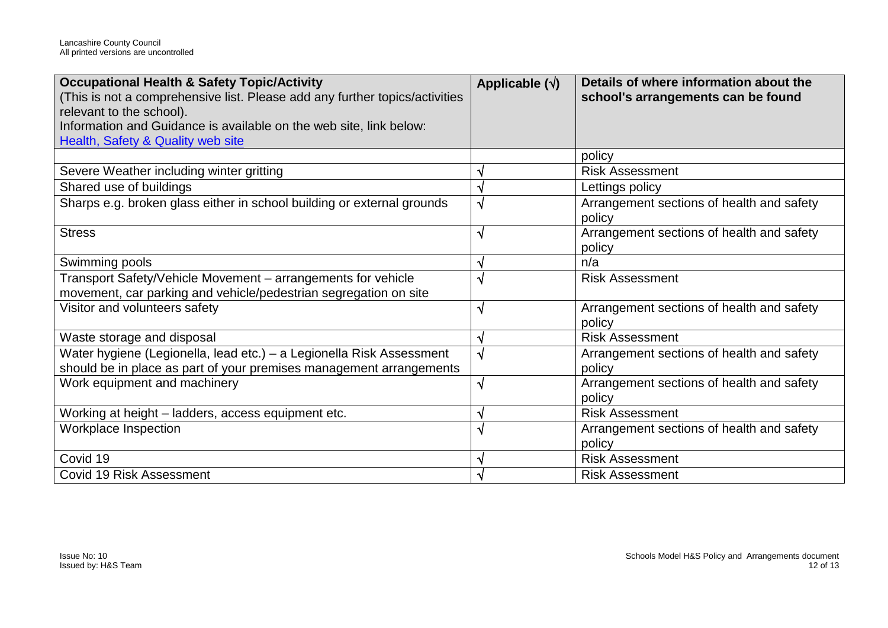| **Occupational Health & Safety Topic/Activity** (This is not a comprehensive list. Please add any further topics/activities relevant to the school). Information and Guidance is available on the web site, link below: Health, Safety & Quality web site | **Applicable (√)** | **Details of where information about the school's arrangements can be found** |
|---|---|---|
| | | policy |
| Severe Weather including winter gritting | √ | Risk Assessment |
| Shared use of buildings | √ | Lettings policy |
| Sharps e.g. broken glass either in school building or external grounds | √ | Arrangement sections of health and safety policy |
| Stress | √ | Arrangement sections of health and safety policy |
| Swimming pools | √ | n/a |
| Transport Safety/Vehicle Movement – arrangements for vehicle movement, car parking and vehicle/pedestrian segregation on site | √ | Risk Assessment |
| Visitor and volunteers safety | √ | Arrangement sections of health and safety policy |
| Waste storage and disposal | √ | Risk Assessment |
| Water hygiene (Legionella, lead etc.) – a Legionella Risk Assessment should be in place as part of your premises management arrangements | √ | Arrangement sections of health and safety policy |
| Work equipment and machinery | √ | Arrangement sections of health and safety policy |
| Working at height – ladders, access equipment etc. | √ | Risk Assessment |
| Workplace Inspection | √ | Arrangement sections of health and safety policy |
| Covid 19 | √ | Risk Assessment |
| Covid 19 Risk Assessment | √ | Risk Assessment |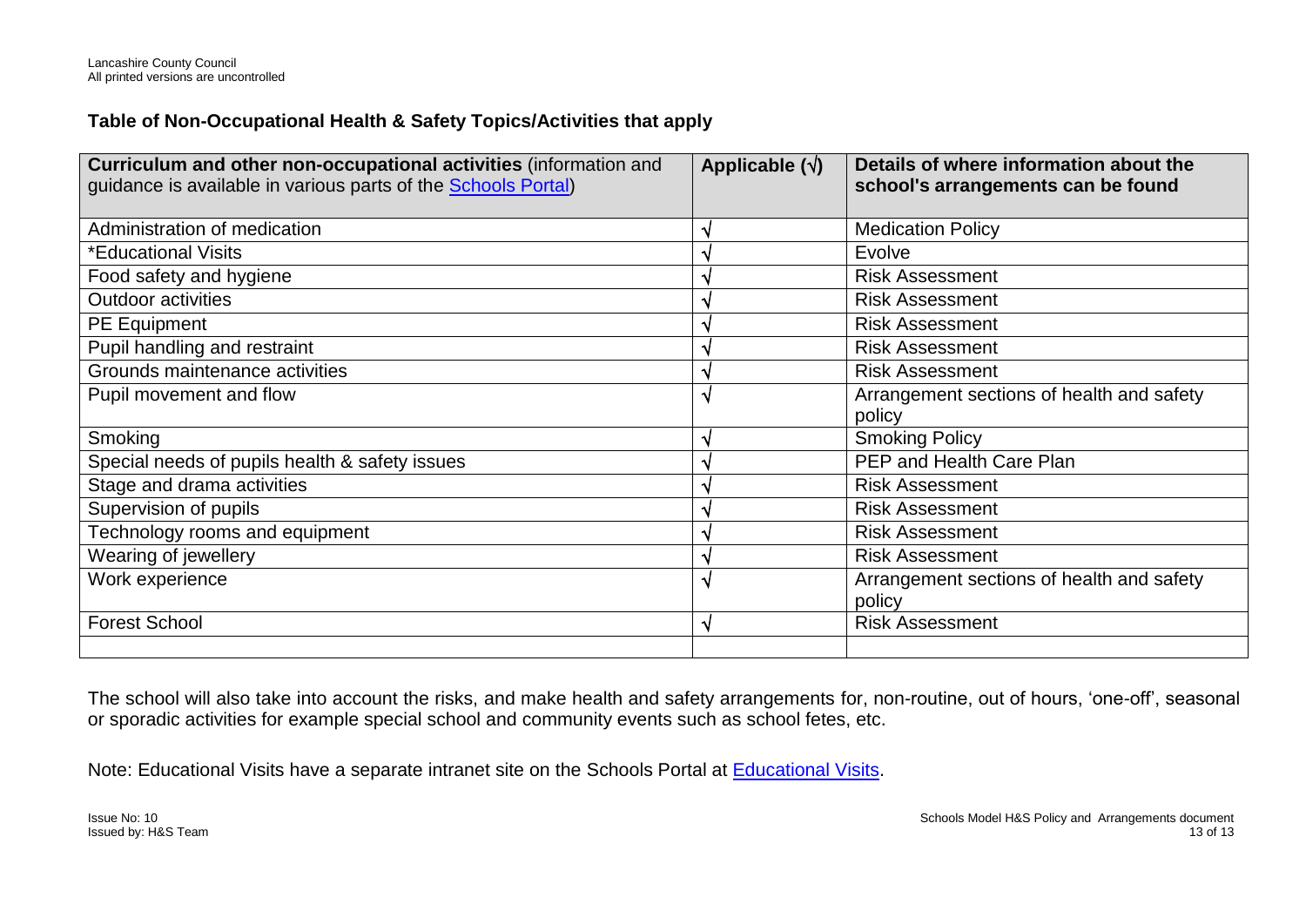## Table of Non-Occupational Health & Safety Topics/Activities that apply

| **Curriculum and other non-occupational activities** (information and guidance is available in various parts of the Schools Portal) | **Applicable (√)** | **Details of where information about the school's arrangements can be found** |
|---|---|---|
| Administration of medication | √ | Medication Policy |
| *Educational Visits | √ | Evolve |
| Food safety and hygiene | √ | Risk Assessment |
| Outdoor activities | √ | Risk Assessment |
| PE Equipment | √ | Risk Assessment |
| Pupil handling and restraint | √ | Risk Assessment |
| Grounds maintenance activities | √ | Risk Assessment |
| Pupil movement and flow | √ | Arrangement sections of health and safety policy |
| Smoking | √ | Smoking Policy |
| Special needs of pupils health & safety issues | √ | PEP and Health Care Plan |
| Stage and drama activities | √ | Risk Assessment |
| Supervision of pupils | √ | Risk Assessment |
| Technology rooms and equipment | √ | Risk Assessment |
| Wearing of jewellery | √ | Risk Assessment |
| Work experience | √ | Arrangement sections of health and safety policy |
| Forest School | √ | Risk Assessment |
| | | |

The school will also take into account the risks, and make health and safety arrangements for, non-routine, out of hours, 'one-off', seasonal or sporadic activities for example special school and community events such as school fetes, etc.

Note: Educational Visits have a separate intranet site on the Schools Portal at Educational Visits.